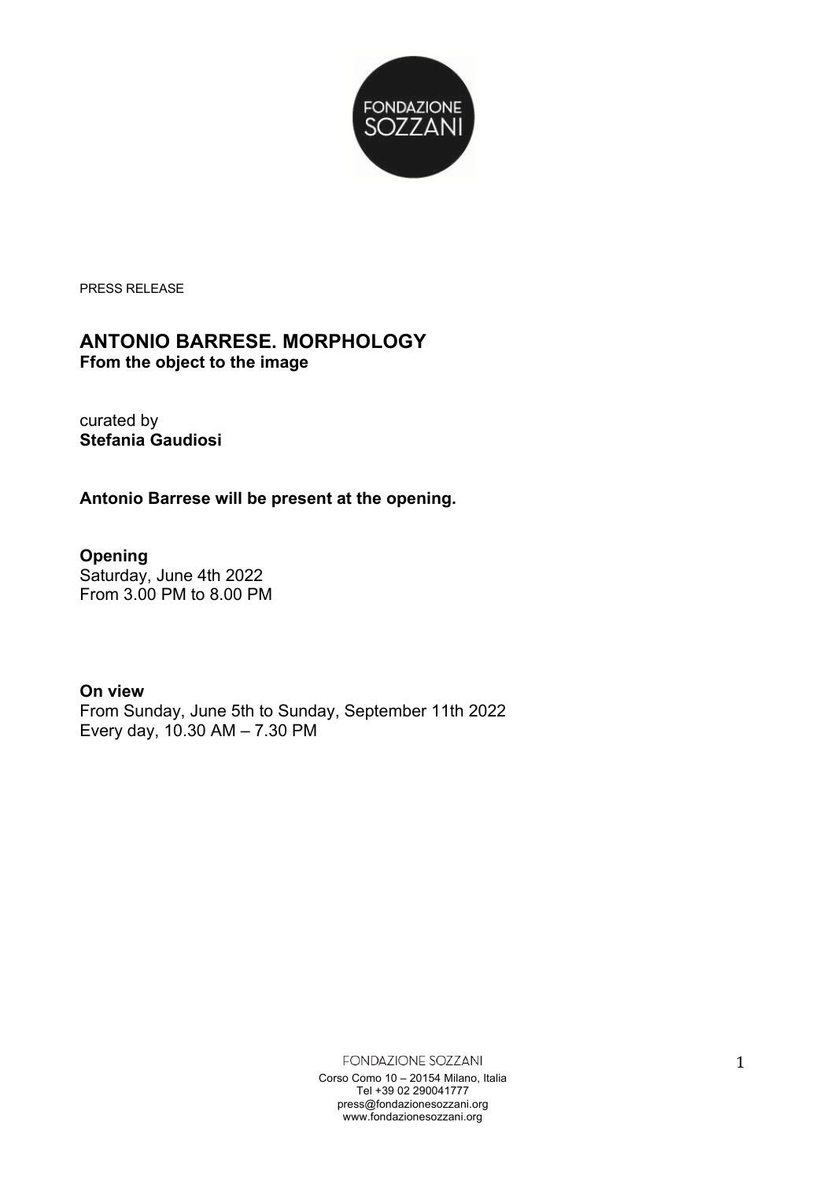FONDAZIONE SOZZANI

PRESS RELEASE

## ANTONIO BARRESE. MORPHOLOGY
**Ffom the object to the image**

curated by
**Stefania Gaudiosi**

**Antonio Barrese will be present at the opening.**

**Opening**
Saturday, June 4th 2022
From 3.00 PM to 8.00 PM

**On view**
From Sunday, June 5th to Sunday, September 11th 2022
Every day, 10.30 AM – 7.30 PM

FONDAZIONE SOZZANI
Corso Como 10 – 20154 Milano, Italia
Tel +39 02 290041777
press@fondazionesozzani.org
www.fondazionesozzani.org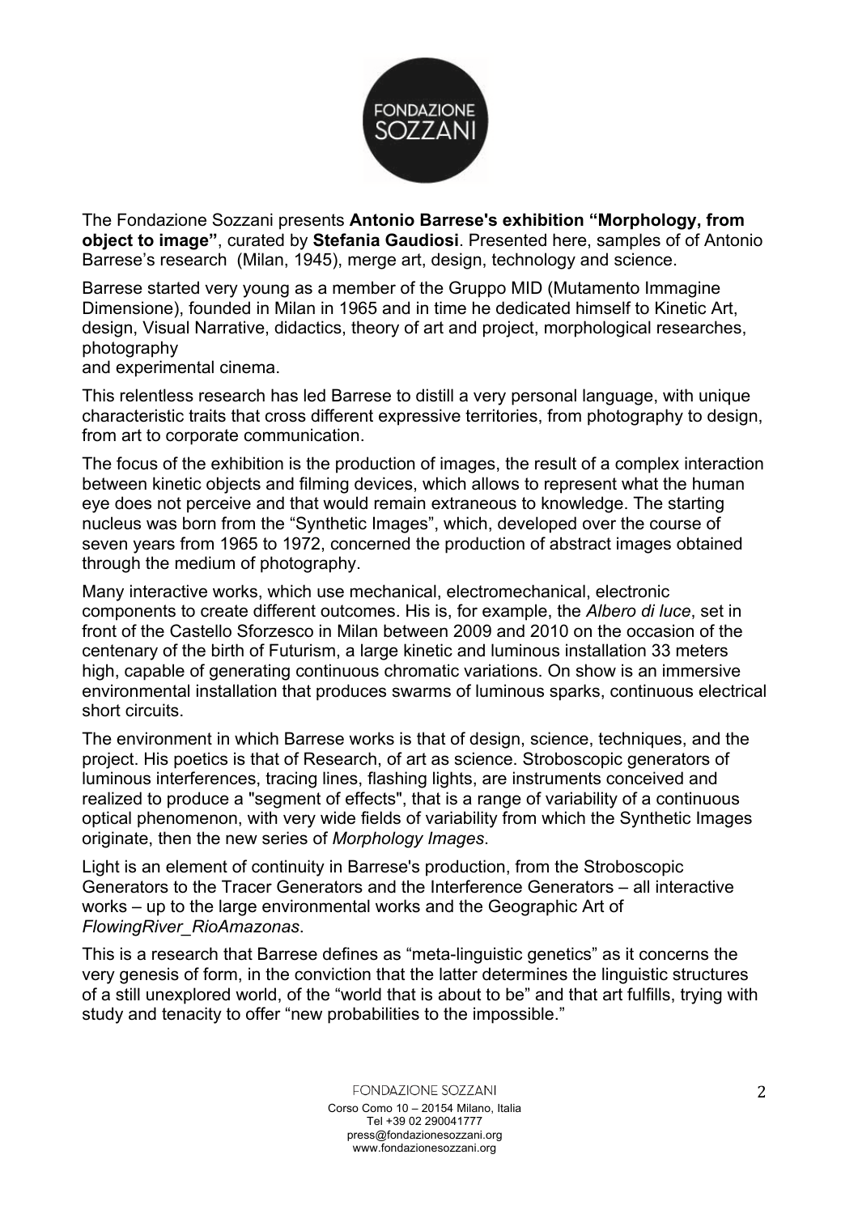The Fondazione Sozzani presents **Antonio Barrese's exhibition "Morphology, from object to image"**, curated by **Stefania Gaudiosi**. Presented here, samples of of Antonio Barrese's research (Milan, 1945), merge art, design, technology and science.

Barrese started very young as a member of the Gruppo MID (Mutamento Immagine Dimensione), founded in Milan in 1965 and in time he dedicated himself to Kinetic Art, design, Visual Narrative, didactics, theory of art and project, morphological researches, photography
and experimental cinema.

This relentless research has led Barrese to distill a very personal language, with unique characteristic traits that cross different expressive territories, from photography to design, from art to corporate communication.

The focus of the exhibition is the production of images, the result of a complex interaction between kinetic objects and filming devices, which allows to represent what the human eye does not perceive and that would remain extraneous to knowledge. The starting nucleus was born from the "Synthetic Images", which, developed over the course of seven years from 1965 to 1972, concerned the production of abstract images obtained through the medium of photography.

Many interactive works, which use mechanical, electromechanical, electronic components to create different outcomes. His is, for example, the *Albero di luce*, set in front of the Castello Sforzesco in Milan between 2009 and 2010 on the occasion of the centenary of the birth of Futurism, a large kinetic and luminous installation 33 meters high, capable of generating continuous chromatic variations. On show is an immersive environmental installation that produces swarms of luminous sparks, continuous electrical short circuits.

The environment in which Barrese works is that of design, science, techniques, and the project. His poetics is that of Research, of art as science. Stroboscopic generators of luminous interferences, tracing lines, flashing lights, are instruments conceived and realized to produce a "segment of effects", that is a range of variability of a continuous optical phenomenon, with very wide fields of variability from which the Synthetic Images originate, then the new series of *Morphology Images*.

Light is an element of continuity in Barrese's production, from the Stroboscopic Generators to the Tracer Generators and the Interference Generators – all interactive works – up to the large environmental works and the Geographic Art of *FlowingRiver_RioAmazonas*.

This is a research that Barrese defines as "meta-linguistic genetics" as it concerns the very genesis of form, in the conviction that the latter determines the linguistic structures of a still unexplored world, of the "world that is about to be" and that art fulfills, trying with study and tenacity to offer "new probabilities to the impossible."

FONDAZIONE SOZZANI
Corso Como 10 – 20154 Milano, Italia
Tel +39 02 290041777
press@fondazionesozzani.org
www.fondazionesozzani.org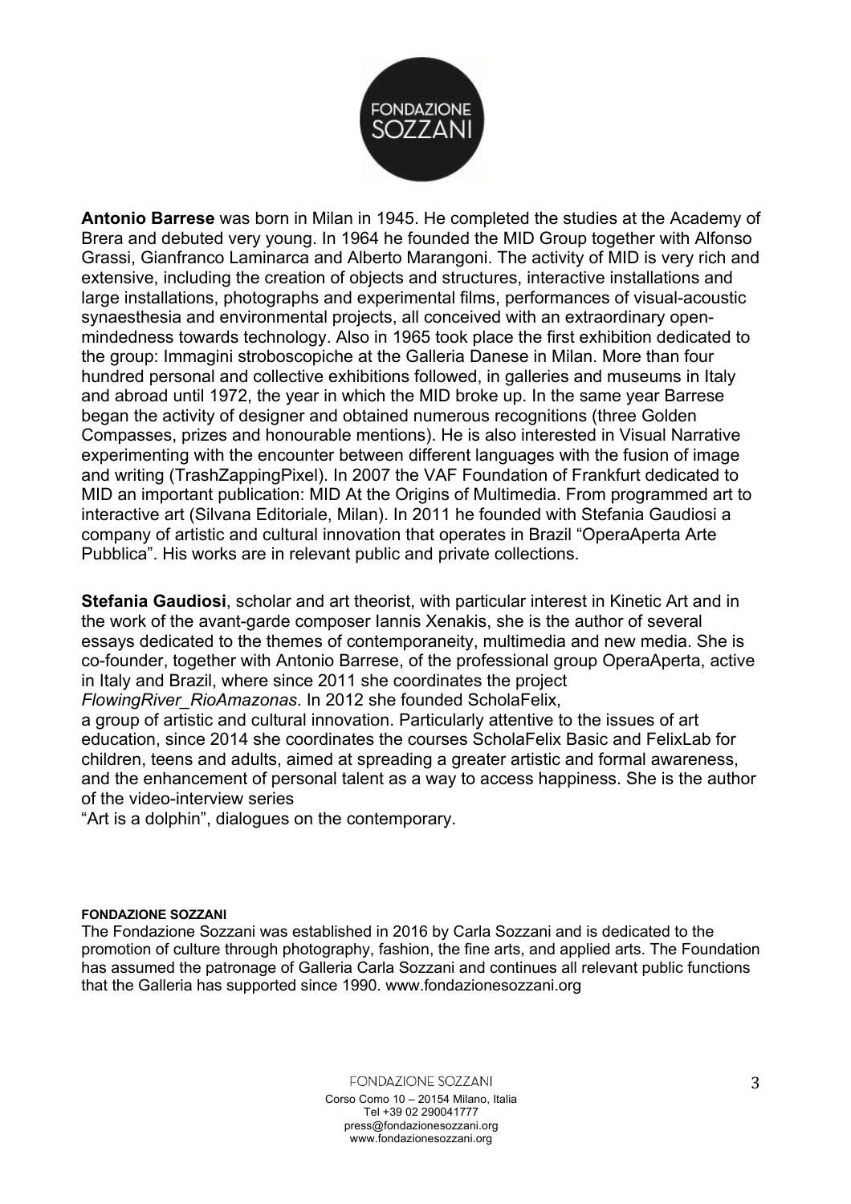**Antonio Barrese** was born in Milan in 1945. He completed the studies at the Academy of Brera and debuted very young. In 1964 he founded the MID Group together with Alfonso Grassi, Gianfranco Laminarca and Alberto Marangoni. The activity of MID is very rich and extensive, including the creation of objects and structures, interactive installations and large installations, photographs and experimental films, performances of visual-acoustic synaesthesia and environmental projects, all conceived with an extraordinary open-mindedness towards technology. Also in 1965 took place the first exhibition dedicated to the group: Immagini stroboscopiche at the Galleria Danese in Milan. More than four hundred personal and collective exhibitions followed, in galleries and museums in Italy and abroad until 1972, the year in which the MID broke up. In the same year Barrese began the activity of designer and obtained numerous recognitions (three Golden Compasses, prizes and honourable mentions). He is also interested in Visual Narrative experimenting with the encounter between different languages with the fusion of image and writing (TrashZappingPixel). In 2007 the VAF Foundation of Frankfurt dedicated to MID an important publication: MID At the Origins of Multimedia. From programmed art to interactive art (Silvana Editoriale, Milan). In 2011 he founded with Stefania Gaudiosi a company of artistic and cultural innovation that operates in Brazil "OperaAperta Arte Pubblica". His works are in relevant public and private collections.

**Stefania Gaudiosi**, scholar and art theorist, with particular interest in Kinetic Art and in the work of the avant-garde composer Iannis Xenakis, she is the author of several essays dedicated to the themes of contemporaneity, multimedia and new media. She is co-founder, together with Antonio Barrese, of the professional group OperaAperta, active in Italy and Brazil, where since 2011 she coordinates the project *FlowingRiver_RioAmazonas*. In 2012 she founded ScholaFelix, a group of artistic and cultural innovation. Particularly attentive to the issues of art education, since 2014 she coordinates the courses ScholaFelix Basic and FelixLab for children, teens and adults, aimed at spreading a greater artistic and formal awareness, and the enhancement of personal talent as a way to access happiness. She is the author of the video-interview series "Art is a dolphin", dialogues on the contemporary.

**FONDAZIONE SOZZANI**

The Fondazione Sozzani was established in 2016 by Carla Sozzani and is dedicated to the promotion of culture through photography, fashion, the fine arts, and applied arts. The Foundation has assumed the patronage of Galleria Carla Sozzani and continues all relevant public functions that the Galleria has supported since 1990. www.fondazionesozzani.org